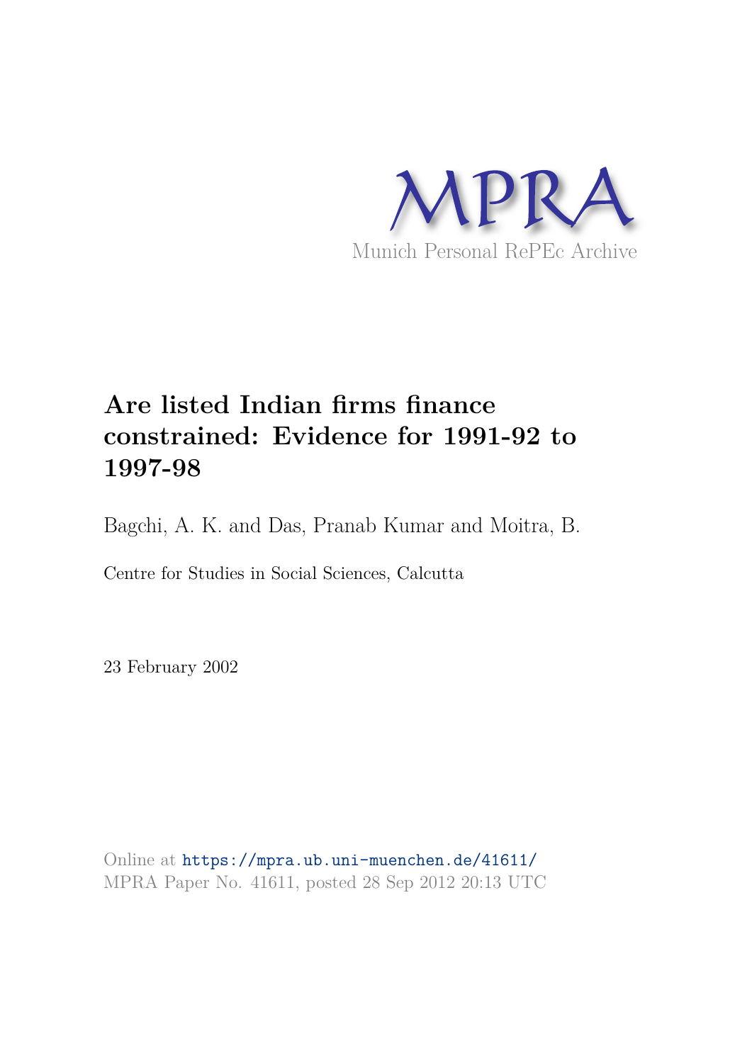MPRA

Munich Personal RePEc Archive

# Are listed Indian firms finance constrained: Evidence for 1991-92 to 1997-98

Bagchi, A. K. and Das, Pranab Kumar and Moitra, B.

Centre for Studies in Social Sciences, Calcutta

23 February 2002

Online at https://mpra.ub.uni-muenchen.de/41611/
MPRA Paper No. 41611, posted 28 Sep 2012 20:13 UTC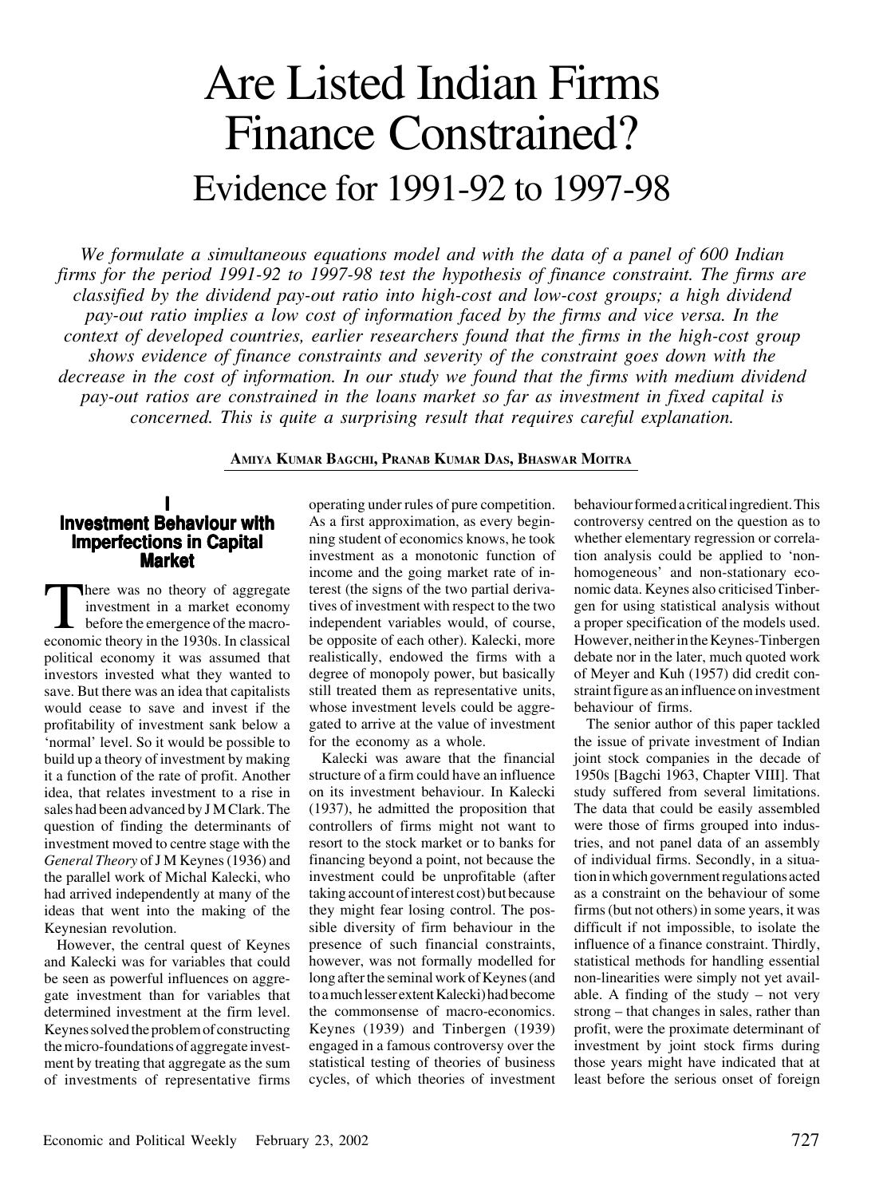# Are Listed Indian Firms Finance Constrained?

## Evidence for 1991-92 to 1997-98

*We formulate a simultaneous equations model and with the data of a panel of 600 Indian firms for the period 1991-92 to 1997-98 test the hypothesis of finance constraint. The firms are classified by the dividend pay-out ratio into high-cost and low-cost groups; a high dividend pay-out ratio implies a low cost of information faced by the firms and vice versa. In the context of developed countries, earlier researchers found that the firms in the high-cost group shows evidence of finance constraints and severity of the constraint goes down with the decrease in the cost of information. In our study we found that the firms with medium dividend pay-out ratios are constrained in the loans market so far as investment in fixed capital is concerned. This is quite a surprising result that requires careful explanation.*

**AMIYA KUMAR BAGCHI, PRANAB KUMAR DAS, BHASWAR MOITRA**

## I
## Investment Behaviour with Imperfections in Capital Market

There was no theory of aggregate investment in a market economy before the emergence of the macroeconomic theory in the 1930s. In classical political economy it was assumed that investors invested what they wanted to save. But there was an idea that capitalists would cease to save and invest if the profitability of investment sank below a 'normal' level. So it would be possible to build up a theory of investment by making it a function of the rate of profit. Another idea, that relates investment to a rise in sales had been advanced by J M Clark. The question of finding the determinants of investment moved to centre stage with the *General Theory* of J M Keynes (1936) and the parallel work of Michal Kalecki, who had arrived independently at many of the ideas that went into the making of the Keynesian revolution.

However, the central quest of Keynes and Kalecki was for variables that could be seen as powerful influences on aggregate investment than for variables that determined investment at the firm level. Keynes solved the problem of constructing the micro-foundations of aggregate investment by treating that aggregate as the sum of investments of representative firms operating under rules of pure competition. As a first approximation, as every beginning student of economics knows, he took investment as a monotonic function of income and the going market rate of interest (the signs of the two partial derivatives of investment with respect to the two independent variables would, of course, be opposite of each other). Kalecki, more realistically, endowed the firms with a degree of monopoly power, but basically still treated them as representative units, whose investment levels could be aggregated to arrive at the value of investment for the economy as a whole.

Kalecki was aware that the financial structure of a firm could have an influence on its investment behaviour. In Kalecki (1937), he admitted the proposition that controllers of firms might not want to resort to the stock market or to banks for financing beyond a point, not because the investment could be unprofitable (after taking account of interest cost) but because they might fear losing control. The possible diversity of firm behaviour in the presence of such financial constraints, however, was not formally modelled for long after the seminal work of Keynes (and to a much lesser extent Kalecki) had become the commonsense of macro-economics. Keynes (1939) and Tinbergen (1939) engaged in a famous controversy over the statistical testing of theories of business cycles, of which theories of investment behaviour formed a critical ingredient. This controversy centred on the question as to whether elementary regression or correlation analysis could be applied to 'non-homogeneous' and non-stationary economic data. Keynes also criticised Tinbergen for using statistical analysis without a proper specification of the models used. However, neither in the Keynes-Tinbergen debate nor in the later, much quoted work of Meyer and Kuh (1957) did credit constraint figure as an influence on investment behaviour of firms.

The senior author of this paper tackled the issue of private investment of Indian joint stock companies in the decade of 1950s [Bagchi 1963, Chapter VIII]. That study suffered from several limitations. The data that could be easily assembled were those of firms grouped into industries, and not panel data of an assembly of individual firms. Secondly, in a situation in which government regulations acted as a constraint on the behaviour of some firms (but not others) in some years, it was difficult if not impossible, to isolate the influence of a finance constraint. Thirdly, statistical methods for handling essential non-linearities were simply not yet available. A finding of the study – not very strong – that changes in sales, rather than profit, were the proximate determinant of investment by joint stock firms during those years might have indicated that at least before the serious onset of foreign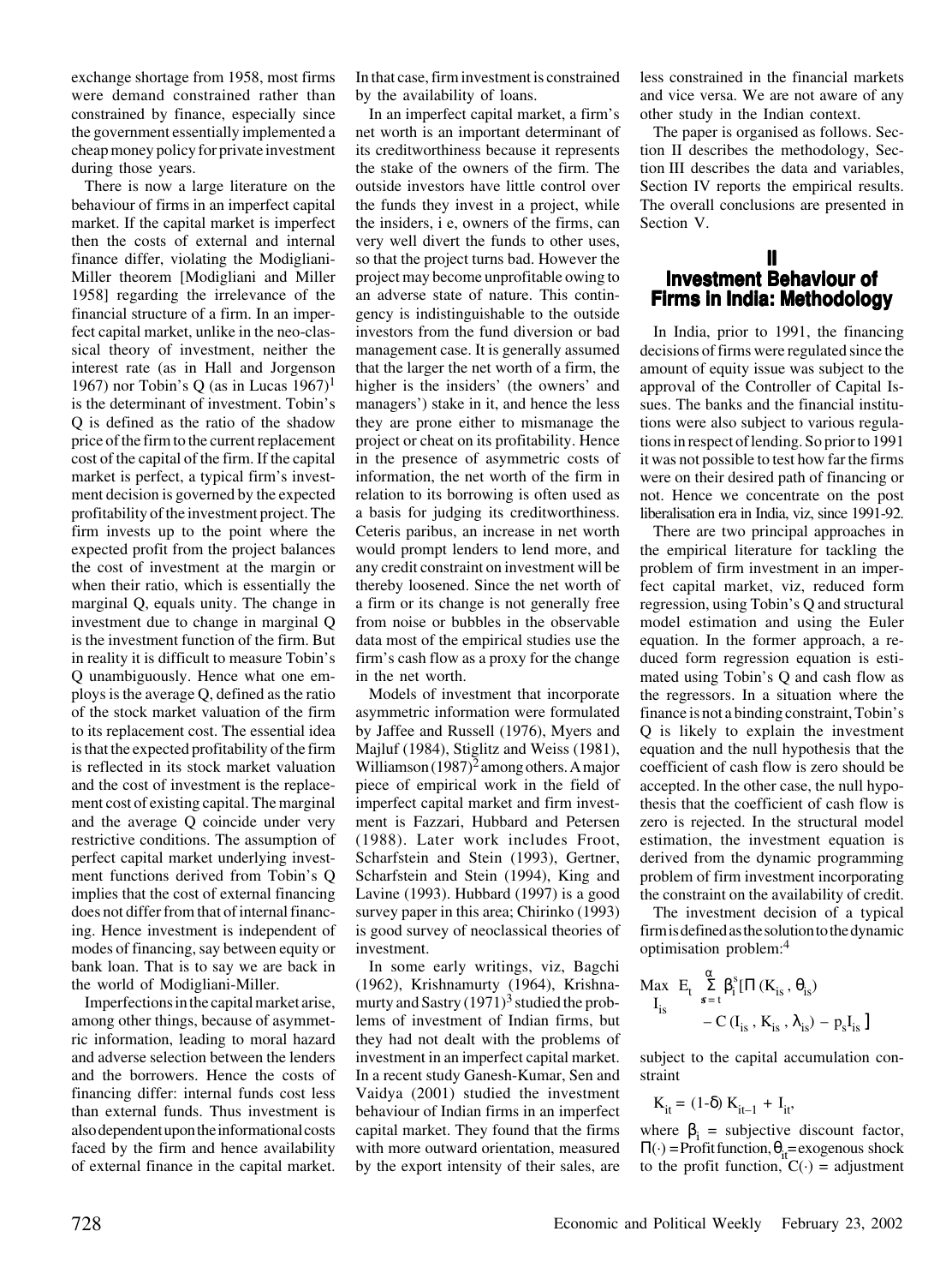exchange shortage from 1958, most firms were demand constrained rather than constrained by finance, especially since the government essentially implemented a cheap money policy for private investment during those years.

There is now a large literature on the behaviour of firms in an imperfect capital market. If the capital market is imperfect then the costs of external and internal finance differ, violating the Modigliani-Miller theorem [Modigliani and Miller 1958] regarding the irrelevance of the financial structure of a firm. In an imperfect capital market, unlike in the neo-classical theory of investment, neither the interest rate (as in Hall and Jorgenson 1967) nor Tobin's Q (as in Lucas 1967)[1] is the determinant of investment. Tobin's Q is defined as the ratio of the shadow price of the firm to the current replacement cost of the capital of the firm. If the capital market is perfect, a typical firm's investment decision is governed by the expected profitability of the investment project. The firm invests up to the point where the expected profit from the project balances the cost of investment at the margin or when their ratio, which is essentially the marginal Q, equals unity. The change in investment due to change in marginal Q is the investment function of the firm. But in reality it is difficult to measure Tobin's Q unambiguously. Hence what one employs is the average Q, defined as the ratio of the stock market valuation of the firm to its replacement cost. The essential idea is that the expected profitability of the firm is reflected in its stock market valuation and the cost of investment is the replacement cost of existing capital. The marginal and the average Q coincide under very restrictive conditions. The assumption of perfect capital market underlying investment functions derived from Tobin's Q implies that the cost of external financing does not differ from that of internal financing. Hence investment is independent of modes of financing, say between equity or bank loan. That is to say we are back in the world of Modigliani-Miller.

Imperfections in the capital market arise, among other things, because of asymmetric information, leading to moral hazard and adverse selection between the lenders and the borrowers. Hence the costs of financing differ: internal funds cost less than external funds. Thus investment is also dependent upon the informational costs faced by the firm and hence availability of external finance in the capital market. In that case, firm investment is constrained by the availability of loans.

In an imperfect capital market, a firm's net worth is an important determinant of its creditworthiness because it represents the stake of the owners of the firm. The outside investors have little control over the funds they invest in a project, while the insiders, i e, owners of the firms, can very well divert the funds to other uses, so that the project turns bad. However the project may become unprofitable owing to an adverse state of nature. This contingency is indistinguishable to the outside investors from the fund diversion or bad management case. It is generally assumed that the larger the net worth of a firm, the higher is the insiders' (the owners' and managers') stake in it, and hence the less they are prone either to mismanage the project or cheat on its profitability. Hence in the presence of asymmetric costs of information, the net worth of the firm in relation to its borrowing is often used as a basis for judging its creditworthiness. Ceteris paribus, an increase in net worth would prompt lenders to lend more, and any credit constraint on investment will be thereby loosened. Since the net worth of a firm or its change is not generally free from noise or bubbles in the observable data most of the empirical studies use the firm's cash flow as a proxy for the change in the net worth.

Models of investment that incorporate asymmetric information were formulated by Jaffee and Russell (1976), Myers and Majluf (1984), Stiglitz and Weiss (1981), Williamson (1987)[2] among others. A major piece of empirical work in the field of imperfect capital market and firm investment is Fazzari, Hubbard and Petersen (1988). Later work includes Froot, Scharfstein and Stein (1993), Gertner, Scharfstein and Stein (1994), King and Lavine (1993). Hubbard (1997) is a good survey paper in this area; Chirinko (1993) is good survey of neoclassical theories of investment.

In some early writings, viz, Bagchi (1962), Krishnamurty (1964), Krishnamurty and Sastry (1971)[3] studied the problems of investment of Indian firms, but they had not dealt with the problems of investment in an imperfect capital market. In a recent study Ganesh-Kumar, Sen and Vaidya (2001) studied the investment behaviour of Indian firms in an imperfect capital market. They found that the firms with more outward orientation, measured by the export intensity of their sales, are less constrained in the financial markets and vice versa. We are not aware of any other study in the Indian context.

The paper is organised as follows. Section II describes the methodology, Section III describes the data and variables, Section IV reports the empirical results. The overall conclusions are presented in Section V.

## II
## Investment Behaviour of Firms in India: Methodology

In India, prior to 1991, the financing decisions of firms were regulated since the amount of equity issue was subject to the approval of the Controller of Capital Issues. The banks and the financial institutions were also subject to various regulations in respect of lending. So prior to 1991 it was not possible to test how far the firms were on their desired path of financing or not. Hence we concentrate on the post liberalisation era in India, viz, since 1991-92.

There are two principal approaches in the empirical literature for tackling the problem of firm investment in an imperfect capital market, viz, reduced form regression, using Tobin's Q and structural model estimation and using the Euler equation. In the former approach, a reduced form regression equation is estimated using Tobin's Q and cash flow as the regressors. In a situation where the finance is not a binding constraint, Tobin's Q is likely to explain the investment equation and the null hypothesis that the coefficient of cash flow is zero should be accepted. In the other case, the null hypothesis that the coefficient of cash flow is zero is rejected. In the structural model estimation, the investment equation is derived from the dynamic programming problem of firm investment incorporating the constraint on the availability of credit.

The investment decision of a typical firm is defined as the solution to the dynamic optimisation problem:[4]

$$\underset{I_{is}}{\text{Max}}\ E_t \sum_{s=t}^{\alpha} \beta_i^s [\Pi(K_{is}, \theta_{is}) - C(I_{is}, K_{is}, \lambda_{is}) - p_s I_{is}]$$

subject to the capital accumulation constraint

$$K_{it} = (1-\delta) K_{it-1} + I_{it},$$

where $\beta_i$ = subjective discount factor, $\Pi(\cdot)$ = Profit function, $\theta_{it}$ = exogenous shock to the profit function, $C(\cdot)$ = adjustment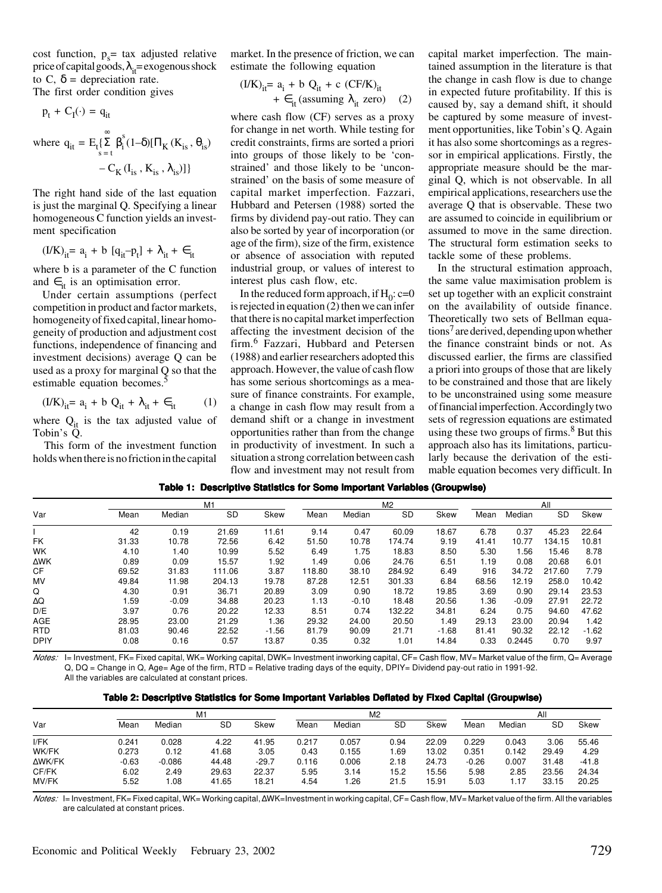cost function, $p_s$= tax adjusted relative price of capital goods, $\lambda_{it}$= exogenous shock to C, $\delta$ = depreciation rate.

The first order condition gives

$$p_t + C_I(\cdot) = q_{it}$$

$$\text{where } q_{it} = E_t\{\sum_{s=t}^{\infty} \beta_i^s (1-\delta)[\Pi_K (K_{is}, \theta_{is}) - C_K (I_{is}, K_{is}, \lambda_{is})]\}$$

The right hand side of the last equation is just the marginal Q. Specifying a linear homogeneous C function yields an investment specification

$$(I/K)_{it} = a_i + b\ [q_{it} - p_t] + \lambda_{it} + \epsilon_{it}$$

where b is a parameter of the C function and $\epsilon_{it}$ is an optimisation error.

Under certain assumptions (perfect competition in product and factor markets, homogeneity of fixed capital, linear homogeneity of production and adjustment cost functions, independence of financing and investment decisions) average Q can be used as a proxy for marginal Q so that the estimable equation becomes.[5]

$$(I/K)_{it} = a_i + b\ Q_{it} + \lambda_{it} + \epsilon_{it} \qquad (1)$$

where $Q_{it}$ is the tax adjusted value of Tobin's Q.

This form of the investment function holds when there is no friction in the capital market. In the presence of friction, we can estimate the following equation

$$(I/K)_{it} = a_i + b\ Q_{it} + c\ (CF/K)_{it} + \epsilon_{it} \text{ (assuming } \lambda_{it} \text{ zero)} \qquad (2)$$

where cash flow (CF) serves as a proxy for change in net worth. While testing for credit constraints, firms are sorted a priori into groups of those likely to be 'constrained' and those likely to be 'unconstrained' on the basis of some measure of capital market imperfection. Fazzari, Hubbard and Petersen (1988) sorted the firms by dividend pay-out ratio. They can also be sorted by year of incorporation (or age of the firm), size of the firm, existence or absence of association with reputed industrial group, or values of interest to interest plus cash flow, etc.

In the reduced form approach, if $H_0$: c=0 is rejected in equation (2) then we can infer that there is no capital market imperfection affecting the investment decision of the firm.[6] Fazzari, Hubbard and Petersen (1988) and earlier researchers adopted this approach. However, the value of cash flow has some serious shortcomings as a measure of finance constraints. For example, a change in cash flow may result from a demand shift or a change in investment opportunities rather than from the change in productivity of investment. In such a situation a strong correlation between cash flow and investment may not result from capital market imperfection. The maintained assumption in the literature is that the change in cash flow is due to change in expected future profitability. If this is caused by, say a demand shift, it should be captured by some measure of investment opportunities, like Tobin's Q. Again it has also some shortcomings as a regressor in empirical applications. Firstly, the appropriate measure should be the marginal Q, which is not observable. In all empirical applications, researchers use the average Q that is observable. These two are assumed to coincide in equilibrium or assumed to move in the same direction. The structural form estimation seeks to tackle some of these problems.

In the structural estimation approach, the same value maximisation problem is set up together with an explicit constraint on the availability of outside finance. Theoretically two sets of Bellman equations[7] are derived, depending upon whether the finance constraint binds or not. As discussed earlier, the firms are classified a priori into groups of those that are likely to be constrained and those that are likely to be unconstrained using some measure of financial imperfection. Accordingly two sets of regression equations are estimated using these two groups of firms.[8] But this approach also has its limitations, particularly because the derivation of the estimable equation becomes very difficult. In

**Table 1: Descriptive Statistics for Some Important Variables (Groupwise)**

| Var | M1 | | | | M2 | | | | All | | | |
|---|---|---|---|---|---|---|---|---|---|---|---|---|
| | Mean | Median | SD | Skew | Mean | Median | SD | Skew | Mean | Median | SD | Skew |
| I | 42 | 0.19 | 21.69 | 11.61 | 9.14 | 0.47 | 60.09 | 18.67 | 6.78 | 0.37 | 45.23 | 22.64 |
| FK | 31.33 | 10.78 | 72.56 | 6.42 | 51.50 | 10.78 | 174.74 | 9.19 | 41.41 | 10.77 | 134.15 | 10.81 |
| WK | 4.10 | 1.40 | 10.99 | 5.52 | 6.49 | 1.75 | 18.83 | 8.50 | 5.30 | 1.56 | 15.46 | 8.78 |
| ΔWK | 0.89 | 0.09 | 15.57 | 1.92 | 1.49 | 0.06 | 24.76 | 6.51 | 1.19 | 0.08 | 20.68 | 6.01 |
| CF | 69.52 | 31.83 | 111.06 | 3.87 | 118.80 | 38.10 | 284.92 | 6.49 | 916 | 34.72 | 217.60 | 7.79 |
| MV | 49.84 | 11.98 | 204.13 | 19.78 | 87.28 | 12.51 | 301.33 | 6.84 | 68.56 | 12.19 | 258.0 | 10.42 |
| Q | 4.30 | 0.91 | 36.71 | 20.89 | 3.09 | 0.90 | 18.72 | 19.85 | 3.69 | 0.90 | 29.14 | 23.53 |
| ΔQ | 1.59 | -0.09 | 34.88 | 20.23 | 1.13 | -0.10 | 18.48 | 20.56 | 1.36 | -0.09 | 27.91 | 22.72 |
| D/E | 3.97 | 0.76 | 20.22 | 12.33 | 8.51 | 0.74 | 132.22 | 34.81 | 6.24 | 0.75 | 94.60 | 47.62 |
| AGE | 28.95 | 23.00 | 21.29 | 1.36 | 29.32 | 24.00 | 20.50 | 1.49 | 29.13 | 23.00 | 20.94 | 1.42 |
| RTD | 81.03 | 90.46 | 22.52 | -1.56 | 81.79 | 90.09 | 21.71 | -1.68 | 81.41 | 90.32 | 22.12 | -1.62 |
| DPIY | 0.08 | 0.16 | 0.57 | 13.87 | 0.35 | 0.32 | 1.01 | 14.84 | 0.33 | 0.2445 | 0.70 | 9.97 |

*Notes:* I= Investment, FK= Fixed capital, WK= Working capital, DWK= Investment inworking capital, CF= Cash flow, MV= Market value of the firm, Q= Average Q, DQ = Change in Q, Age= Age of the firm, RTD = Relative trading days of the equity, DPIY= Dividend pay-out ratio in 1991-92. All the variables are calculated at constant prices.

**Table 2: Descriptive Statistics for Some Important Variables Deflated by Fixed Capital (Groupwise)**

| Var | M1 | | | | M2 | | | | All | | | |
|---|---|---|---|---|---|---|---|---|---|---|---|---|
| | Mean | Median | SD | Skew | Mean | Median | SD | Skew | Mean | Median | SD | Skew |
| I/FK | 0.241 | 0.028 | 4.22 | 41.95 | 0.217 | 0.057 | 0.94 | 22.09 | 0.229 | 0.043 | 3.06 | 55.46 |
| WK/FK | 0.273 | 0.12 | 41.68 | 3.05 | 0.43 | 0.155 | 1.69 | 13.02 | 0.351 | 0.142 | 29.49 | 4.29 |
| ΔWK/FK | -0.63 | -0.086 | 44.48 | -29.7 | 0.116 | 0.006 | 2.18 | 24.73 | -0.26 | 0.007 | 31.48 | -41.8 |
| CF/FK | 6.02 | 2.49 | 29.63 | 22.37 | 5.95 | 3.14 | 15.2 | 15.56 | 5.98 | 2.85 | 23.56 | 24.34 |
| MV/FK | 5.52 | 1.08 | 41.65 | 18.21 | 4.54 | 1.26 | 21.5 | 15.91 | 5.03 | 1.17 | 33.15 | 20.25 |

*Notes:* I= Investment, FK= Fixed capital, WK= Working capital, ΔWK=Investment in working capital, CF= Cash flow, MV= Market value of the firm. All the variables are calculated at constant prices.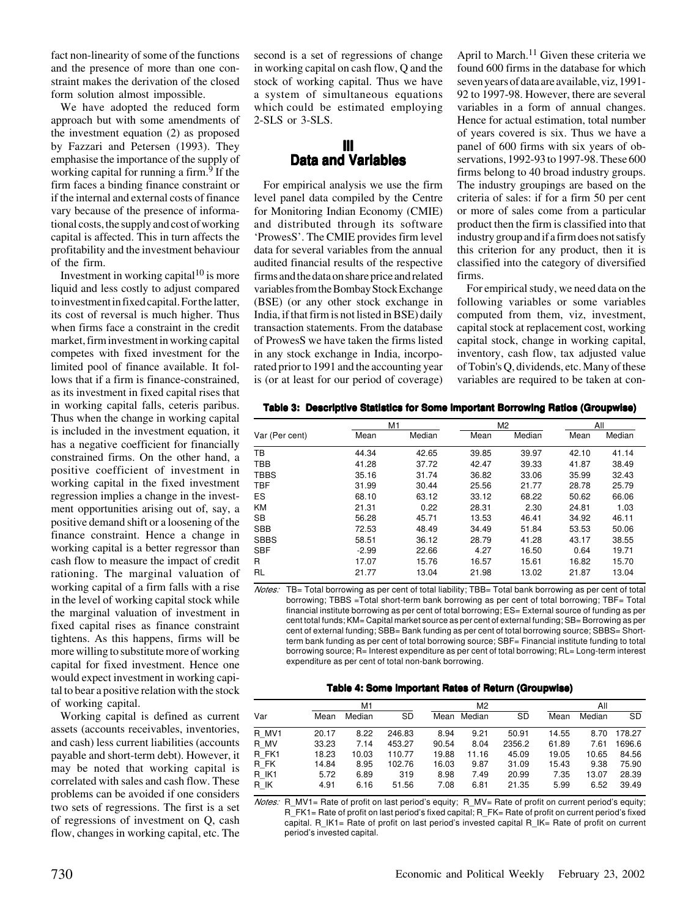fact non-linearity of some of the functions and the presence of more than one constraint makes the derivation of the closed form solution almost impossible.

We have adopted the reduced form approach but with some amendments of the investment equation (2) as proposed by Fazzari and Petersen (1993). They emphasise the importance of the supply of working capital for running a firm.[9] If the firm faces a binding finance constraint or if the internal and external costs of finance vary because of the presence of informational costs, the supply and cost of working capital is affected. This in turn affects the profitability and the investment behaviour of the firm.

Investment in working capital[10] is more liquid and less costly to adjust compared to investment in fixed capital. For the latter, its cost of reversal is much higher. Thus when firms face a constraint in the credit market, firm investment in working capital competes with fixed investment for the limited pool of finance available. It follows that if a firm is finance-constrained, as its investment in fixed capital rises that in working capital falls, ceteris paribus. Thus when the change in working capital is included in the investment equation, it has a negative coefficient for financially constrained firms. On the other hand, a positive coefficient of investment in working capital in the fixed investment regression implies a change in the investment opportunities arising out of, say, a positive demand shift or a loosening of the finance constraint. Hence a change in working capital is a better regressor than cash flow to measure the impact of credit rationing. The marginal valuation of working capital of a firm falls with a rise in the level of working capital stock while the marginal valuation of investment in fixed capital rises as finance constraint tightens. As this happens, firms will be more willing to substitute more of working capital for fixed investment. Hence one would expect investment in working capital to bear a positive relation with the stock of working capital.

Working capital is defined as current assets (accounts receivables, inventories, and cash) less current liabilities (accounts payable and short-term debt). However, it may be noted that working capital is correlated with sales and cash flow. These problems can be avoided if one considers two sets of regressions. The first is a set of regressions of investment on Q, cash flow, changes in working capital, etc. The second is a set of regressions of change in working capital on cash flow, Q and the stock of working capital. Thus we have a system of simultaneous equations which could be estimated employing 2-SLS or 3-SLS.

## III Data and Variables

For empirical analysis we use the firm level panel data compiled by the Centre for Monitoring Indian Economy (CMIE) and distributed through its software 'ProwesS'. The CMIE provides firm level data for several variables from the annual audited financial results of the respective firms and the data on share price and related variables from the Bombay Stock Exchange (BSE) (or any other stock exchange in India, if that firm is not listed in BSE) daily transaction statements. From the database of ProwesS we have taken the firms listed in any stock exchange in India, incorporated prior to 1991 and the accounting year is (or at least for our period of coverage) April to March.[11] Given these criteria we found 600 firms in the database for which seven years of data are available, viz, 1991-92 to 1997-98. However, there are several variables in a form of annual changes. Hence for actual estimation, total number of years covered is six. Thus we have a panel of 600 firms with six years of observations, 1992-93 to 1997-98. These 600 firms belong to 40 broad industry groups. The industry groupings are based on the criteria of sales: if for a firm 50 per cent or more of sales come from a particular product then the firm is classified into that industry group and if a firm does not satisfy this criterion for any product, then it is classified into the category of diversified firms.

For empirical study, we need data on the following variables or some variables computed from them, viz, investment, capital stock at replacement cost, working capital stock, change in working capital, inventory, cash flow, tax adjusted value of Tobin's Q, dividends, etc. Many of these variables are required to be taken at con-

**Table 3: Descriptive Statistics for Some Important Borrowing Ratios (Groupwise)**

| Var (Per cent) | M1 | | M2 | | All | |
|---|---|---|---|---|---|---|
| | Mean | Median | Mean | Median | Mean | Median |
| TB | 44.34 | 42.65 | 39.85 | 39.97 | 42.10 | 41.14 |
| TBB | 41.28 | 37.72 | 42.47 | 39.33 | 41.87 | 38.49 |
| TBBS | 35.16 | 31.74 | 36.82 | 33.06 | 35.99 | 32.43 |
| TBF | 31.99 | 30.44 | 25.56 | 21.77 | 28.78 | 25.79 |
| ES | 68.10 | 63.12 | 33.12 | 68.22 | 50.62 | 66.06 |
| KM | 21.31 | 0.22 | 28.31 | 2.30 | 24.81 | 1.03 |
| SB | 56.28 | 45.71 | 13.53 | 46.41 | 34.92 | 46.11 |
| SBB | 72.53 | 48.49 | 34.49 | 51.84 | 53.53 | 50.06 |
| SBBS | 58.51 | 36.12 | 28.79 | 41.28 | 43.17 | 38.55 |
| SBF | -2.99 | 22.66 | 4.27 | 16.50 | 0.64 | 19.71 |
| R | 17.07 | 15.76 | 16.57 | 15.61 | 16.82 | 15.70 |
| RL | 21.77 | 13.04 | 21.98 | 13.02 | 21.87 | 13.04 |

*Notes:* TB= Total borrowing as per cent of total liability; TBB= Total bank borrowing as per cent of total borrowing; TBBS =Total short-term bank borrowing as per cent of total borrowing; TBF= Total financial institute borrowing as per cent of total borrowing; ES= External source of funding as per cent total funds; KM= Capital market source as per cent of external funding; SB= Borrowing as per cent of external funding; SBB= Bank funding as per cent of total borrowing source; SBBS= Short-term bank funding as per cent of total borrowing source; SBF= Financial institute funding to total borrowing source; R= Interest expenditure as per cent of total borrowing; RL= Long-term interest expenditure as per cent of total non-bank borrowing.

**Table 4: Some Important Rates of Return (Groupwise)**

| Var | M1 | | | M2 | | | All | | |
|---|---|---|---|---|---|---|---|---|---|
| | Mean | Median | SD | Mean | Median | SD | Mean | Median | SD |
| R_MV1 | 20.17 | 8.22 | 246.83 | 8.94 | 9.21 | 50.91 | 14.55 | 8.70 | 178.27 |
| R_MV | 33.23 | 7.14 | 453.27 | 90.54 | 8.04 | 2356.2 | 61.89 | 7.61 | 1696.6 |
| R_FK1 | 18.23 | 10.03 | 110.77 | 19.88 | 11.16 | 45.09 | 19.05 | 10.65 | 84.56 |
| R_FK | 14.84 | 8.95 | 102.76 | 16.03 | 9.87 | 31.09 | 15.43 | 9.38 | 75.90 |
| R_IK1 | 5.72 | 6.89 | 319 | 8.98 | 7.49 | 20.99 | 7.35 | 13.07 | 28.39 |
| R_IK | 4.91 | 6.16 | 51.56 | 7.08 | 6.81 | 21.35 | 5.99 | 6.52 | 39.49 |

*Notes:* R_MV1= Rate of profit on last period's equity; R_MV= Rate of profit on current period's equity; R_FK1= Rate of profit on last period's fixed capital; R_FK= Rate of profit on current period's fixed capital. R_IK1= Rate of profit on last period's invested capital R_IK= Rate of profit on current period's invested capital.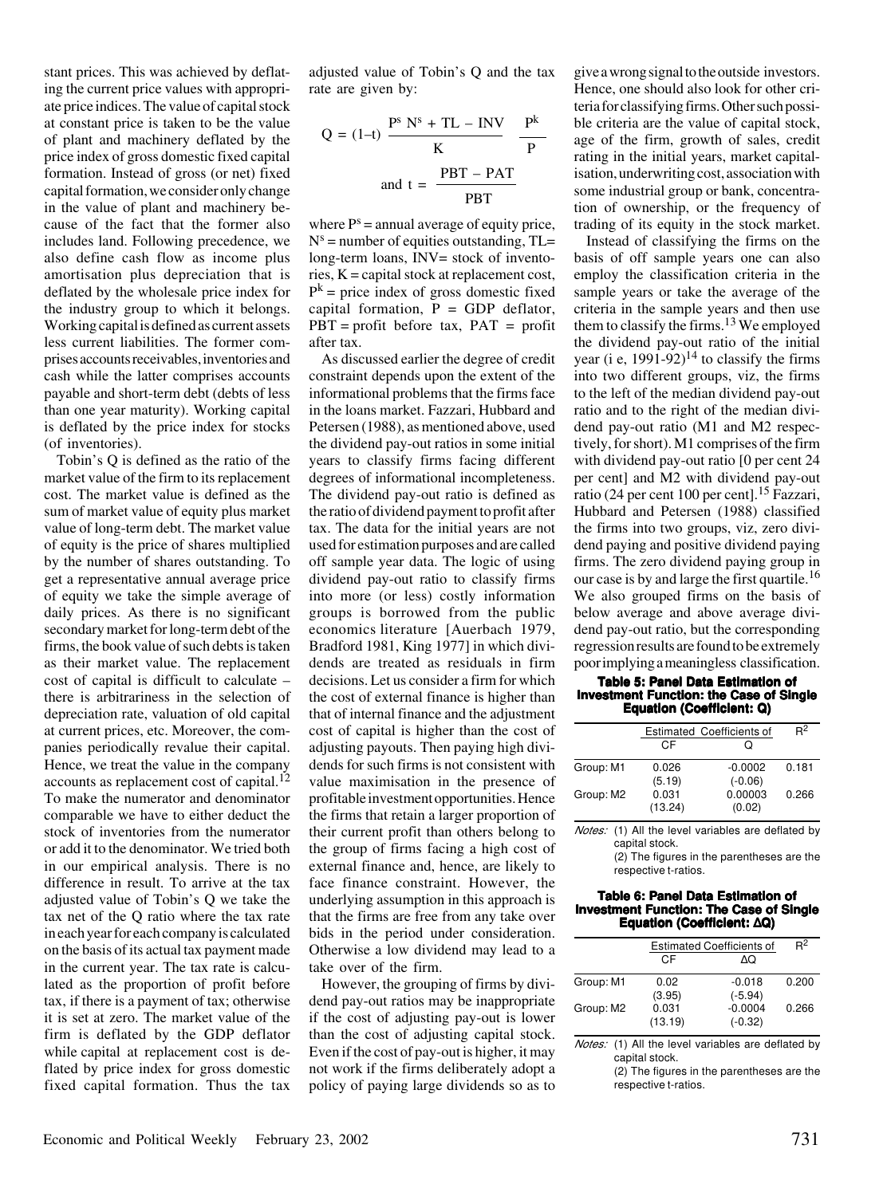stant prices. This was achieved by deflating the current price values with appropriate price indices. The value of capital stock at constant price is taken to be the value of plant and machinery deflated by the price index of gross domestic fixed capital formation. Instead of gross (or net) fixed capital formation, we consider only change in the value of plant and machinery because of the fact that the former also includes land. Following precedence, we also define cash flow as income plus amortisation plus depreciation that is deflated by the wholesale price index for the industry group to which it belongs. Working capital is defined as current assets less current liabilities. The former comprises accounts receivables, inventories and cash while the latter comprises accounts payable and short-term debt (debts of less than one year maturity). Working capital is deflated by the price index for stocks (of inventories).

Tobin's Q is defined as the ratio of the market value of the firm to its replacement cost. The market value is defined as the sum of market value of equity plus market value of long-term debt. The market value of equity is the price of shares multiplied by the number of shares outstanding. To get a representative annual average price of equity we take the simple average of daily prices. As there is no significant secondary market for long-term debt of the firms, the book value of such debts is taken as their market value. The replacement cost of capital is difficult to calculate – there is arbitrariness in the selection of depreciation rate, valuation of old capital at current prices, etc. Moreover, the companies periodically revalue their capital. Hence, we treat the value in the company accounts as replacement cost of capital.[12] To make the numerator and denominator comparable we have to either deduct the stock of inventories from the numerator or add it to the denominator. We tried both in our empirical analysis. There is no difference in result. To arrive at the tax adjusted value of Tobin's Q we take the tax net of the Q ratio where the tax rate in each year for each company is calculated on the basis of its actual tax payment made in the current year. The tax rate is calculated as the proportion of profit before tax, if there is a payment of tax; otherwise it is set at zero. The market value of the firm is deflated by the GDP deflator while capital at replacement cost is deflated by price index for gross domestic fixed capital formation. Thus the tax adjusted value of Tobin's Q and the tax rate are given by:

$$Q = (1-t)\ \frac{P^s\ N^s + TL - INV}{K}\ \frac{P^k}{P}$$

$$\text{and } t = \frac{PBT - PAT}{PBT}$$

where $P^s$ = annual average of equity price, $N^s$ = number of equities outstanding, TL= long-term loans, INV= stock of inventories, K = capital stock at replacement cost, $P^k$ = price index of gross domestic fixed capital formation, P = GDP deflator, PBT = profit before tax, PAT = profit after tax.

As discussed earlier the degree of credit constraint depends upon the extent of the informational problems that the firms face in the loans market. Fazzari, Hubbard and Petersen (1988), as mentioned above, used the dividend pay-out ratios in some initial years to classify firms facing different degrees of informational incompleteness. The dividend pay-out ratio is defined as the ratio of dividend payment to profit after tax. The data for the initial years are not used for estimation purposes and are called off sample year data. The logic of using dividend pay-out ratio to classify firms into more (or less) costly information groups is borrowed from the public economics literature [Auerbach 1979, Bradford 1981, King 1977] in which dividends are treated as residuals in firm decisions. Let us consider a firm for which the cost of external finance is higher than that of internal finance and the adjustment cost of capital is higher than the cost of adjusting payouts. Then paying high dividends for such firms is not consistent with value maximisation in the presence of profitable investment opportunities. Hence the firms that retain a larger proportion of their current profit than others belong to the group of firms facing a high cost of external finance and, hence, are likely to face finance constraint. However, the underlying assumption in this approach is that the firms are free from any take over bids in the period under consideration. Otherwise a low dividend may lead to a take over of the firm.

However, the grouping of firms by dividend pay-out ratios may be inappropriate if the cost of adjusting pay-out is lower than the cost of adjusting capital stock. Even if the cost of pay-out is higher, it may not work if the firms deliberately adopt a policy of paying large dividends so as to give a wrong signal to the outside investors. Hence, one should also look for other criteria for classifying firms. Other such possible criteria are the value of capital stock, age of the firm, growth of sales, credit rating in the initial years, market capitalisation, underwriting cost, association with some industrial group or bank, concentration of ownership, or the frequency of trading of its equity in the stock market.

Instead of classifying the firms on the basis of off sample years one can also employ the classification criteria in the sample years or take the average of the criteria in the sample years and then use them to classify the firms.[13] We employed the dividend pay-out ratio of the initial year (i e, 1991-92)[14] to classify the firms into two different groups, viz, the firms to the left of the median dividend pay-out ratio and to the right of the median dividend pay-out ratio (M1 and M2 respectively, for short). M1 comprises of the firm with dividend pay-out ratio [0 per cent 24 per cent] and M2 with dividend pay-out ratio (24 per cent 100 per cent].[15] Fazzari, Hubbard and Petersen (1988) classified the firms into two groups, viz, zero dividend paying and positive dividend paying firms. The zero dividend paying group in our case is by and large the first quartile.[16] We also grouped firms on the basis of below average and above average dividend pay-out ratio, but the corresponding regression results are found to be extremely poor implying a meaningless classification.

**Table 5: Panel Data Estimation of Investment Function: the Case of Single Equation (Coefficient: Q)**

| | Estimated Coefficients of | | $R^2$ |
|---|---|---|---|
| | CF | Q | |
| Group: M1 | 0.026 | -0.0002 | 0.181 |
| | (5.19) | (-0.06) | |
| Group: M2 | 0.031 | 0.00003 | 0.266 |
| | (13.24) | (0.02) | |

*Notes:* (1) All the level variables are deflated by capital stock.
(2) The figures in the parentheses are the respective t-ratios.

**Table 6: Panel Data Estimation of Investment Function: The Case of Single Equation (Coefficient: ΔQ)**

| | Estimated Coefficients of | | $R^2$ |
|---|---|---|---|
| | CF | ΔQ | |
| Group: M1 | 0.02 | -0.018 | 0.200 |
| | (3.95) | (-5.94) | |
| Group: M2 | 0.031 | -0.0004 | 0.266 |
| | (13.19) | (-0.32) | |

*Notes:* (1) All the level variables are deflated by capital stock.
(2) The figures in the parentheses are the respective t-ratios.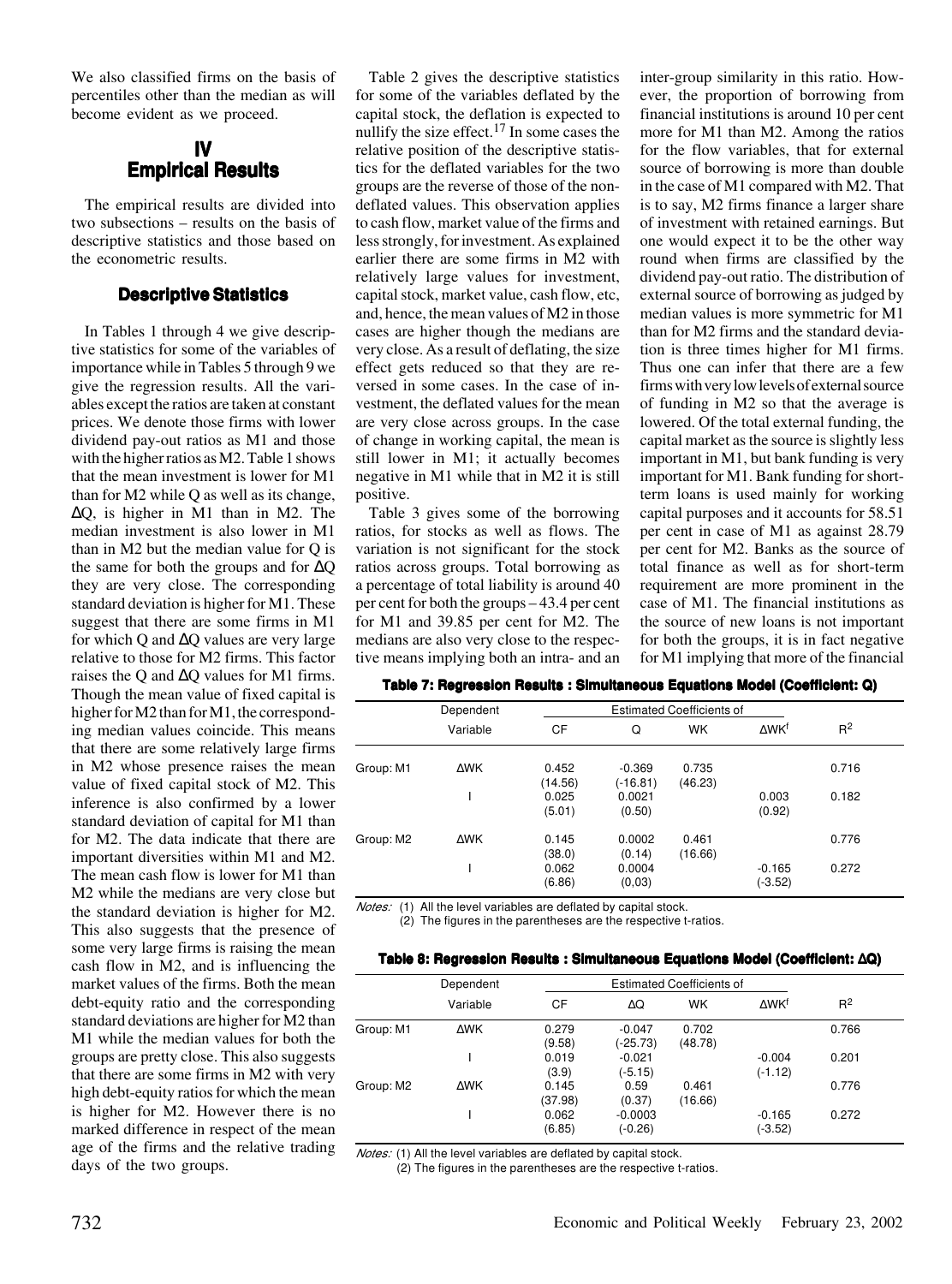We also classified firms on the basis of percentiles other than the median as will become evident as we proceed.

# IV Empirical Results

The empirical results are divided into two subsections – results on the basis of descriptive statistics and those based on the econometric results.

## Descriptive Statistics

In Tables 1 through 4 we give descriptive statistics for some of the variables of importance while in Tables 5 through 9 we give the regression results. All the variables except the ratios are taken at constant prices. We denote those firms with lower dividend pay-out ratios as M1 and those with the higher ratios as M2. Table 1 shows that the mean investment is lower for M1 than for M2 while Q as well as its change, ΔQ, is higher in M1 than in M2. The median investment is also lower in M1 than in M2 but the median value for Q is the same for both the groups and for ΔQ they are very close. The corresponding standard deviation is higher for M1. These suggest that there are some firms in M1 for which Q and ΔQ values are very large relative to those for M2 firms. This factor raises the Q and ΔQ values for M1 firms. Though the mean value of fixed capital is higher for M2 than for M1, the corresponding median values coincide. This means that there are some relatively large firms in M2 whose presence raises the mean value of fixed capital stock of M2. This inference is also confirmed by a lower standard deviation of capital for M1 than for M2. The data indicate that there are important diversities within M1 and M2. The mean cash flow is lower for M1 than M2 while the medians are very close but the standard deviation is higher for M2. This also suggests that the presence of some very large firms is raising the mean cash flow in M2, and is influencing the market values of the firms. Both the mean debt-equity ratio and the corresponding standard deviations are higher for M2 than M1 while the median values for both the groups are pretty close. This also suggests that there are some firms in M2 with very high debt-equity ratios for which the mean is higher for M2. However there is no marked difference in respect of the mean age of the firms and the relative trading days of the two groups.

Table 2 gives the descriptive statistics for some of the variables deflated by the capital stock, the deflation is expected to nullify the size effect.[17] In some cases the relative position of the descriptive statistics for the deflated variables for the two groups are the reverse of those of the non-deflated values. This observation applies to cash flow, market value of the firms and less strongly, for investment. As explained earlier there are some firms in M2 with relatively large values for investment, capital stock, market value, cash flow, etc, and, hence, the mean values of M2 in those cases are higher though the medians are very close. As a result of deflating, the size effect gets reduced so that they are reversed in some cases. In the case of investment, the deflated values for the mean are very close across groups. In the case of change in working capital, the mean is still lower in M1; it actually becomes negative in M1 while that in M2 it is still positive.

Table 3 gives some of the borrowing ratios, for stocks as well as flows. The variation is not significant for the stock ratios across groups. Total borrowing as a percentage of total liability is around 40 per cent for both the groups – 43.4 per cent for M1 and 39.85 per cent for M2. The medians are also very close to the respective means implying both an intra- and an inter-group similarity in this ratio. However, the proportion of borrowing from financial institutions is around 10 per cent more for M1 than M2. Among the ratios for the flow variables, that for external source of borrowing is more than double in the case of M1 compared with M2. That is to say, M2 firms finance a larger share of investment with retained earnings. But one would expect it to be the other way round when firms are classified by the dividend pay-out ratio. The distribution of external source of borrowing as judged by median values is more symmetric for M1 than for M2 firms and the standard deviation is three times higher for M1 firms. Thus one can infer that there are a few firms with very low levels of external source of funding in M2 so that the average is lowered. Of the total external funding, the capital market as the source is slightly less important in M1, but bank funding is very important for M1. Bank funding for short-term loans is used mainly for working capital purposes and it accounts for 58.51 per cent in case of M1 as against 28.79 per cent for M2. Banks as the source of total finance as well as for short-term requirement are more prominent in the case of M1. The financial institutions as the source of new loans is not important for both the groups, it is in fact negative for M1 implying that more of the financial

**Table 7: Regression Results : Simultaneous Equations Model (Coefficient: Q)**

| | Dependent Variable | Estimated Coefficients of | | | | $R^2$ |
|---|---|---|---|---|---|---|
| | | CF | Q | WK | $\Delta WK^f$ | |
| Group: M1 | ΔWK | 0.452 (14.56) | -0.369 (-16.81) | 0.735 (46.23) | | 0.716 |
| | I | 0.025 (5.01) | 0.0021 (0.50) | | 0.003 (0.92) | 0.182 |
| Group: M2 | ΔWK | 0.145 (38.0) | 0.0002 (0.14) | 0.461 (16.66) | | 0.776 |
| | I | 0.062 (6.86) | 0.0004 (0,03) | | -0.165 (-3.52) | 0.272 |

*Notes:* (1) All the level variables are deflated by capital stock.
(2) The figures in the parentheses are the respective t-ratios.

**Table 8: Regression Results : Simultaneous Equations Model (Coefficient: ΔQ)**

| | Dependent Variable | Estimated Coefficients of | | | | $R^2$ |
|---|---|---|---|---|---|---|
| | | CF | ΔQ | WK | $\Delta WK^f$ | |
| Group: M1 | ΔWK | 0.279 (9.58) | -0.047 (-25.73) | 0.702 (48.78) | | 0.766 |
| | I | 0.019 (3.9) | -0.021 (-5.15) | | -0.004 (-1.12) | 0.201 |
| Group: M2 | ΔWK | 0.145 (37.98) | 0.59 (0.37) | 0.461 (16.66) | | 0.776 |
| | I | 0.062 (6.85) | -0.0003 (-0.26) | | -0.165 (-3.52) | 0.272 |

*Notes:* (1) All the level variables are deflated by capital stock.
(2) The figures in the parentheses are the respective t-ratios.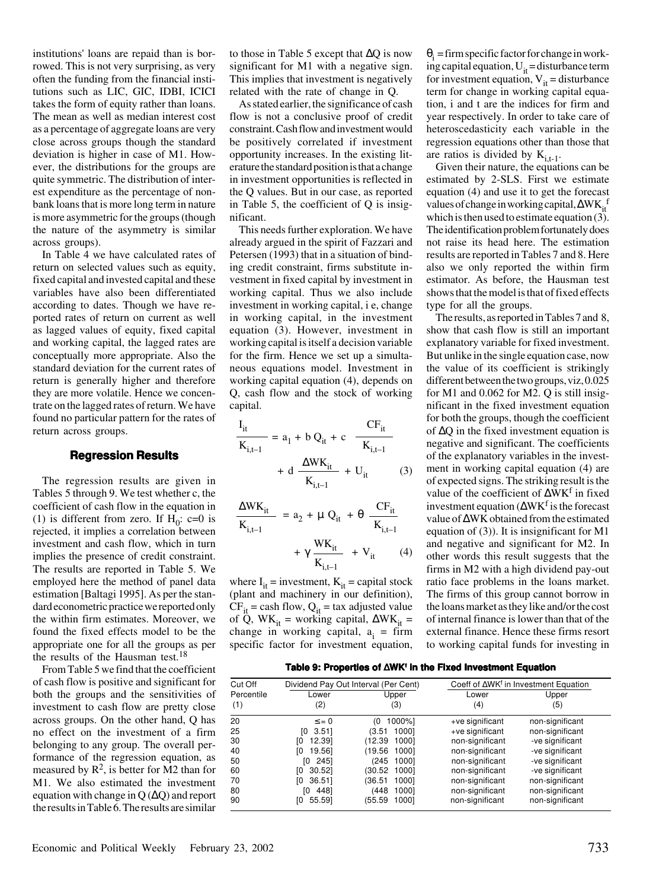institutions' loans are repaid than is borrowed. This is not very surprising, as very often the funding from the financial institutions such as LIC, GIC, IDBI, ICICI takes the form of equity rather than loans. The mean as well as median interest cost as a percentage of aggregate loans are very close across groups though the standard deviation is higher in case of M1. However, the distributions for the groups are quite symmetric. The distribution of interest expenditure as the percentage of nonbank loans that is more long term in nature is more asymmetric for the groups (though the nature of the asymmetry is similar across groups).

In Table 4 we have calculated rates of return on selected values such as equity, fixed capital and invested capital and these variables have also been differentiated according to dates. Though we have reported rates of return on current as well as lagged values of equity, fixed capital and working capital, the lagged rates are conceptually more appropriate. Also the standard deviation for the current rates of return is generally higher and therefore they are more volatile. Hence we concentrate on the lagged rates of return. We have found no particular pattern for the rates of return across groups.

## Regression Results

The regression results are given in Tables 5 through 9. We test whether c, the coefficient of cash flow in the equation in (1) is different from zero. If $H_0$: c=0 is rejected, it implies a correlation between investment and cash flow, which in turn implies the presence of credit constraint. The results are reported in Table 5. We employed here the method of panel data estimation [Baltagi 1995]. As per the standard econometric practice we reported only the within firm estimates. Moreover, we found the fixed effects model to be the appropriate one for all the groups as per the results of the Hausman test.[18]

From Table 5 we find that the coefficient of cash flow is positive and significant for both the groups and the sensitivities of investment to cash flow are pretty close across groups. On the other hand, Q has no effect on the investment of a firm belonging to any group. The overall performance of the regression equation, as measured by $R^2$, is better for M2 than for M1. We also estimated the investment equation with change in Q ($\Delta Q$) and report the results in Table 6. The results are similar to those in Table 5 except that $\Delta Q$ is now significant for M1 with a negative sign. This implies that investment is negatively related with the rate of change in Q.

As stated earlier, the significance of cash flow is not a conclusive proof of credit constraint. Cash flow and investment would be positively correlated if investment opportunity increases. In the existing literature the standard position is that a change in investment opportunities is reflected in the Q values. But in our case, as reported in Table 5, the coefficient of Q is insignificant.

This needs further exploration. We have already argued in the spirit of Fazzari and Petersen (1993) that in a situation of binding credit constraint, firms substitute investment in fixed capital by investment in working capital. Thus we also include investment in working capital, i e, change in working capital, in the investment equation (3). However, investment in working capital is itself a decision variable for the firm. Hence we set up a simultaneous equations model. Investment in working capital equation (4), depends on Q, cash flow and the stock of working capital.

$$\frac{I_{it}}{K_{i,t-1}} = a_1 + b\, Q_{it} + c\, \frac{CF_{it}}{K_{i,t-1}} + d\, \frac{\Delta WK_{it}}{K_{i,t-1}} + U_{it} \qquad (3)$$

$$\frac{\Delta WK_{it}}{K_{i,t-1}} = a_2 + \mu\, Q_{it} + \theta\, \frac{CF_{it}}{K_{i,t-1}} + \gamma\, \frac{WK_{it}}{K_{i,t-1}} + V_{it} \qquad (4)$$

where $I_{it}$ = investment, $K_{it}$ = capital stock (plant and machinery in our definition), $CF_{it}$ = cash flow, $Q_{it}$ = tax adjusted value of Q, $WK_{it}$ = working capital, $\Delta WK_{it}$ = change in working capital, $a_i$ = firm specific factor for investment equation, $\theta_i$ = firm specific factor for change in working capital equation, $U_{it}$ = disturbance term for investment equation, $V_{it}$ = disturbance term for change in working capital equation, i and t are the indices for firm and year respectively. In order to take care of heteroscedasticity each variable in the regression equations other than those that are ratios is divided by $K_{i,t-1}$.

Given their nature, the equations can be estimated by 2-SLS. First we estimate equation (4) and use it to get the forecast values of change in working capital, $\Delta WK_{it}^f$ which is then used to estimate equation (3). The identification problem fortunately does not raise its head here. The estimation results are reported in Tables 7 and 8. Here also we only reported the within firm estimator. As before, the Hausman test shows that the model is that of fixed effects type for all the groups.

The results, as reported in Tables 7 and 8, show that cash flow is still an important explanatory variable for fixed investment. But unlike in the single equation case, now the value of its coefficient is strikingly different between the two groups, viz, 0.025 for M1 and 0.062 for M2. Q is still insignificant in the fixed investment equation for both the groups, though the coefficient of $\Delta Q$ in the fixed investment equation is negative and significant. The coefficients of the explanatory variables in the investment in working capital equation (4) are of expected signs. The striking result is the value of the coefficient of $\Delta WK^f$ in fixed investment equation ($\Delta WK^f$ is the forecast value of $\Delta WK$ obtained from the estimated equation of (3)). It is insignificant for M1 and negative and significant for M2. In other words this result suggests that the firms in M2 with a high dividend pay-out ratio face problems in the loans market. The firms of this group cannot borrow in the loans market as they like and/or the cost of internal finance is lower than that of the external finance. Hence these firms resort to working capital funds for investing in

**Table 9: Properties of $\Delta WK^f$ in the Fixed Investment Equation**

| Cut Off Percentile (1) | Dividend Pay Out Interval (Per Cent) Lower (2) | Upper (3) | Coeff of $\Delta WK^f$ in Investment Equation Lower (4) | Upper (5) |
|---|---|---|---|---|
| 20 | ≤ = 0 | (0 1000%] | +ve significant | non-significant |
| 25 | [0 3.51] | (3.51 1000] | +ve significant | non-significant |
| 30 | [0 12.39] | (12.39 1000] | non-significant | -ve significant |
| 40 | [0 19.56] | (19.56 1000] | non-significant | -ve significant |
| 50 | [0 245] | (245 1000] | non-significant | -ve significant |
| 60 | [0 30.52] | (30.52 1000] | non-significant | -ve significant |
| 70 | [0 36.51] | (36.51 1000] | non-significant | non-significant |
| 80 | [0 448] | (448 1000] | non-significant | non-significant |
| 90 | [0 55.59] | (55.59 1000] | non-significant | non-significant |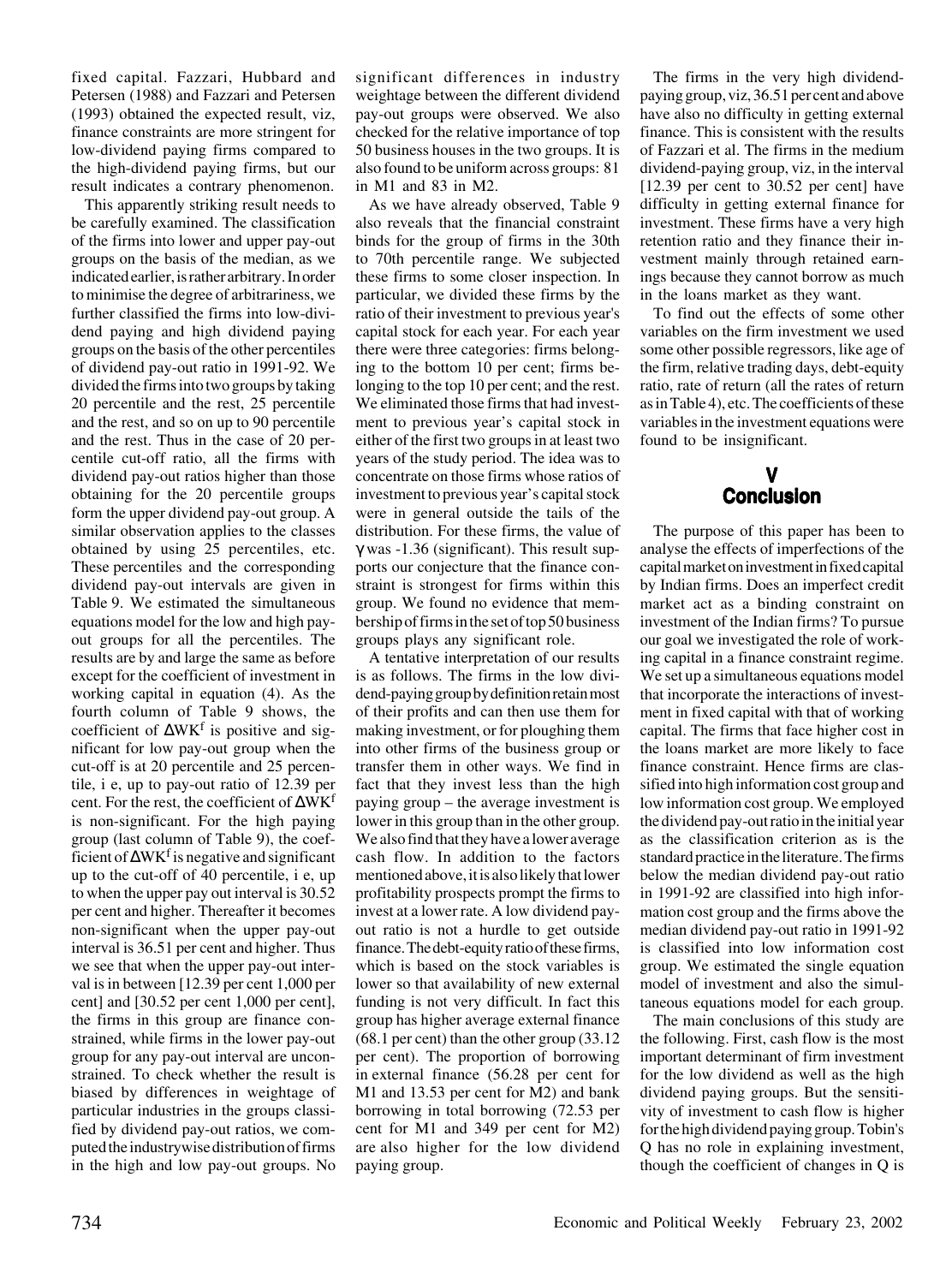fixed capital. Fazzari, Hubbard and Petersen (1988) and Fazzari and Petersen (1993) obtained the expected result, viz, finance constraints are more stringent for low-dividend paying firms compared to the high-dividend paying firms, but our result indicates a contrary phenomenon.

This apparently striking result needs to be carefully examined. The classification of the firms into lower and upper pay-out groups on the basis of the median, as we indicated earlier, is rather arbitrary. In order to minimise the degree of arbitrariness, we further classified the firms into low-dividend paying and high dividend paying groups on the basis of the other percentiles of dividend pay-out ratio in 1991-92. We divided the firms into two groups by taking 20 percentile and the rest, 25 percentile and the rest, and so on up to 90 percentile and the rest. Thus in the case of 20 percentile cut-off ratio, all the firms with dividend pay-out ratios higher than those obtaining for the 20 percentile groups form the upper dividend pay-out group. A similar observation applies to the classes obtained by using 25 percentiles, etc. These percentiles and the corresponding dividend pay-out intervals are given in Table 9. We estimated the simultaneous equations model for the low and high pay-out groups for all the percentiles. The results are by and large the same as before except for the coefficient of investment in working capital in equation (4). As the fourth column of Table 9 shows, the coefficient of $\Delta WK^f$ is positive and significant for low pay-out group when the cut-off is at 20 percentile and 25 percentile, i e, up to pay-out ratio of 12.39 per cent. For the rest, the coefficient of $\Delta WK^f$ is non-significant. For the high paying group (last column of Table 9), the coefficient of $\Delta WK^f$ is negative and significant up to the cut-off of 40 percentile, i e, up to when the upper pay out interval is 30.52 per cent and higher. Thereafter it becomes non-significant when the upper pay-out interval is 36.51 per cent and higher. Thus we see that when the upper pay-out interval is in between [12.39 per cent 1,000 per cent] and [30.52 per cent 1,000 per cent], the firms in this group are finance constrained, while firms in the lower pay-out group for any pay-out interval are unconstrained. To check whether the result is biased by differences in weightage of particular industries in the groups classified by dividend pay-out ratios, we computed the industrywise distribution of firms in the high and low pay-out groups. No significant differences in industry weightage between the different dividend pay-out groups were observed. We also checked for the relative importance of top 50 business houses in the two groups. It is also found to be uniform across groups: 81 in M1 and 83 in M2.

As we have already observed, Table 9 also reveals that the financial constraint binds for the group of firms in the 30th to 70th percentile range. We subjected these firms to some closer inspection. In particular, we divided these firms by the ratio of their investment to previous year's capital stock for each year. For each year there were three categories: firms belonging to the bottom 10 per cent; firms belonging to the top 10 per cent; and the rest. We eliminated those firms that had investment to previous year's capital stock in either of the first two groups in at least two years of the study period. The idea was to concentrate on those firms whose ratios of investment to previous year's capital stock were in general outside the tails of the distribution. For these firms, the value of $\gamma$ was -1.36 (significant). This result supports our conjecture that the finance constraint is strongest for firms within this group. We found no evidence that membership of firms in the set of top 50 business groups plays any significant role.

A tentative interpretation of our results is as follows. The firms in the low dividend-paying group by definition retain most of their profits and can then use them for making investment, or for ploughing them into other firms of the business group or transfer them in other ways. We find in fact that they invest less than the high paying group – the average investment is lower in this group than in the other group. We also find that they have a lower average cash flow. In addition to the factors mentioned above, it is also likely that lower profitability prospects prompt the firms to invest at a lower rate. A low dividend pay-out ratio is not a hurdle to get outside finance. The debt-equity ratio of these firms, which is based on the stock variables is lower so that availability of new external funding is not very difficult. In fact this group has higher average external finance (68.1 per cent) than the other group (33.12 per cent). The proportion of borrowing in external finance (56.28 per cent for M1 and 13.53 per cent for M2) and bank borrowing in total borrowing (72.53 per cent for M1 and 349 per cent for M2) are also higher for the low dividend paying group.

The firms in the very high dividend-paying group, viz, 36.51 per cent and above have also no difficulty in getting external finance. This is consistent with the results of Fazzari et al. The firms in the medium dividend-paying group, viz, in the interval [12.39 per cent to 30.52 per cent] have difficulty in getting external finance for investment. These firms have a very high retention ratio and they finance their investment mainly through retained earnings because they cannot borrow as much in the loans market as they want.

To find out the effects of some other variables on the firm investment we used some other possible regressors, like age of the firm, relative trading days, debt-equity ratio, rate of return (all the rates of return as in Table 4), etc. The coefficients of these variables in the investment equations were found to be insignificant.

## V Conclusion

The purpose of this paper has been to analyse the effects of imperfections of the capital market on investment in fixed capital by Indian firms. Does an imperfect credit market act as a binding constraint on investment of the Indian firms? To pursue our goal we investigated the role of working capital in a finance constraint regime. We set up a simultaneous equations model that incorporate the interactions of investment in fixed capital with that of working capital. The firms that face higher cost in the loans market are more likely to face finance constraint. Hence firms are classified into high information cost group and low information cost group. We employed the dividend pay-out ratio in the initial year as the classification criterion as is the standard practice in the literature. The firms below the median dividend pay-out ratio in 1991-92 are classified into high information cost group and the firms above the median dividend pay-out ratio in 1991-92 is classified into low information cost group. We estimated the single equation model of investment and also the simultaneous equations model for each group.

The main conclusions of this study are the following. First, cash flow is the most important determinant of firm investment for the low dividend as well as the high dividend paying groups. But the sensitivity of investment to cash flow is higher for the high dividend paying group. Tobin's Q has no role in explaining investment, though the coefficient of changes in Q is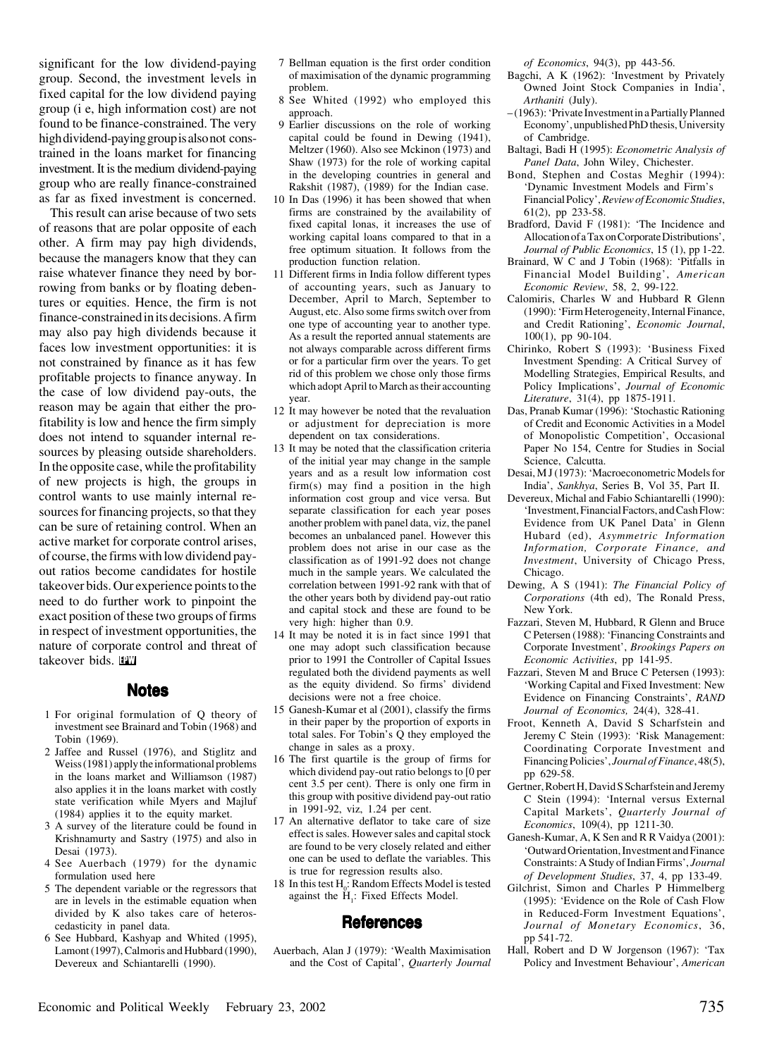significant for the low dividend-paying group. Second, the investment levels in fixed capital for the low dividend paying group (i e, high information cost) are not found to be finance-constrained. The very high dividend-paying group is also not constrained in the loans market for financing investment. It is the medium dividend-paying group who are really finance-constrained as far as fixed investment is concerned.

This result can arise because of two sets of reasons that are polar opposite of each other. A firm may pay high dividends, because the managers know that they can raise whatever finance they need by borrowing from banks or by floating debentures or equities. Hence, the firm is not finance-constrained in its decisions. A firm may also pay high dividends because it faces low investment opportunities: it is not constrained by finance as it has few profitable projects to finance anyway. In the case of low dividend pay-outs, the reason may be again that either the profitability is low and hence the firm simply does not intend to squander internal resources by pleasing outside shareholders. In the opposite case, while the profitability of new projects is high, the groups in control wants to use mainly internal resources for financing projects, so that they can be sure of retaining control. When an active market for corporate control arises, of course, the firms with low dividend payout ratios become candidates for hostile takeover bids. Our experience points to the need to do further work to pinpoint the exact position of these two groups of firms in respect of investment opportunities, the nature of corporate control and threat of takeover bids.

## Notes

1 For original formulation of Q theory of investment see Brainard and Tobin (1968) and Tobin (1969).

2 Jaffee and Russel (1976), and Stiglitz and Weiss (1981) apply the informational problems in the loans market and Williamson (1987) also applies it in the loans market with costly state verification while Myers and Majluf (1984) applies it to the equity market.

3 A survey of the literature could be found in Krishnamurty and Sastry (1975) and also in Desai (1973).

4 See Auerbach (1979) for the dynamic formulation used here

5 The dependent variable or the regressors that are in levels in the estimable equation when divided by K also takes care of heteroscedasticity in panel data.

6 See Hubbard, Kashyap and Whited (1995), Lamont (1997), Calmoris and Hubbard (1990), Devereux and Schiantarelli (1990).

7 Bellman equation is the first order condition of maximisation of the dynamic programming problem.

8 See Whited (1992) who employed this approach.

9 Earlier discussions on the role of working capital could be found in Dewing (1941), Meltzer (1960). Also see Mckinon (1973) and Shaw (1973) for the role of working capital in the developing countries in general and Rakshit (1987), (1989) for the Indian case.

10 In Das (1996) it has been showed that when firms are constrained by the availability of fixed capital lonas, it increases the use of working capital loans compared to that in a free optimum situation. It follows from the production function relation.

11 Different firms in India follow different types of accounting years, such as January to December, April to March, September to August, etc. Also some firms switch over from one type of accounting year to another type. As a result the reported annual statements are not always comparable across different firms or for a particular firm over the years. To get rid of this problem we chose only those firms which adopt April to March as their accounting year.

12 It may however be noted that the revaluation or adjustment for depreciation is more dependent on tax considerations.

13 It may be noted that the classification criteria of the initial year may change in the sample years and as a result low information cost firm(s) may find a position in the high information cost group and vice versa. But separate classification for each year poses another problem with panel data, viz, the panel becomes an unbalanced panel. However this problem does not arise in our case as the classification as of 1991-92 does not change much in the sample years. We calculated the correlation between 1991-92 rank with that of the other years both by dividend pay-out ratio and capital stock and these are found to be very high: higher than 0.9.

14 It may be noted it is in fact since 1991 that one may adopt such classification because prior to 1991 the Controller of Capital Issues regulated both the dividend payments as well as the equity dividend. So firms' dividend decisions were not a free choice.

15 Ganesh-Kumar et al (2001), classify the firms in their paper by the proportion of exports in total sales. For Tobin's Q they employed the change in sales as a proxy.

16 The first quartile is the group of firms for which dividend pay-out ratio belongs to [0 per cent 3.5 per cent). There is only one firm in this group with positive dividend pay-out ratio in 1991-92, viz, 1.24 per cent.

17 An alternative deflator to take care of size effect is sales. However sales and capital stock are found to be very closely related and either one can be used to deflate the variables. This is true for regression results also.

18 In this test $H_0$: Random Effects Model is tested against the $H_1$: Fixed Effects Model.

## References

Auerbach, Alan J (1979): 'Wealth Maximisation and the Cost of Capital', *Quarterly Journal of Economics*, 94(3), pp 443-56.

Bagchi, A K (1962): 'Investment by Privately Owned Joint Stock Companies in India', *Arthaniti* (July).

– (1963): 'Private Investment in a Partially Planned Economy', unpublished PhD thesis, University of Cambridge.

Baltagi, Badi H (1995): *Econometric Analysis of Panel Data*, John Wiley, Chichester.

Bond, Stephen and Costas Meghir (1994): 'Dynamic Investment Models and Firm's Financial Policy', *Review of Economic Studies*, 61(2), pp 233-58.

Bradford, David F (1981): 'The Incidence and Allocation of a Tax on Corporate Distributions', *Journal of Public Economics*, 15 (1), pp 1-22.

Brainard, W C and J Tobin (1968): 'Pitfalls in Financial Model Building', *American Economic Review*, 58, 2, 99-122.

Calomiris, Charles W and Hubbard R Glenn (1990): 'Firm Heterogeneity, Internal Finance, and Credit Rationing', *Economic Journal*, 100(1), pp 90-104.

Chirinko, Robert S (1993): 'Business Fixed Investment Spending: A Critical Survey of Modelling Strategies, Empirical Results, and Policy Implications', *Journal of Economic Literature*, 31(4), pp 1875-1911.

Das, Pranab Kumar (1996): 'Stochastic Rationing of Credit and Economic Activities in a Model of Monopolistic Competition', Occasional Paper No 154, Centre for Studies in Social Science, Calcutta.

Desai, M J (1973): 'Macroeconometric Models for India', *Sankhya*, Series B, Vol 35, Part II.

Devereux, Michal and Fabio Schiantarelli (1990): 'Investment, Financial Factors, and Cash Flow: Evidence from UK Panel Data' in Glenn Hubard (ed), *Asymmetric Information Information, Corporate Finance, and Investment*, University of Chicago Press, Chicago.

Dewing, A S (1941): *The Financial Policy of Corporations* (4th ed), The Ronald Press, New York.

Fazzari, Steven M, Hubbard, R Glenn and Bruce C Petersen (1988): 'Financing Constraints and Corporate Investment', *Brookings Papers on Economic Activities*, pp 141-95.

Fazzari, Steven M and Bruce C Petersen (1993): 'Working Capital and Fixed Investment: New Evidence on Financing Constraints', *RAND Journal of Economics,* 24(4), 328-41.

Froot, Kenneth A, David S Scharfstein and Jeremy C Stein (1993): 'Risk Management: Coordinating Corporate Investment and Financing Policies', *Journal of Finance*, 48(5), pp 629-58.

Gertner, Robert H, David S Scharfstein and Jeremy C Stein (1994): 'Internal versus External Capital Markets', *Quarterly Journal of Economics*, 109(4), pp 1211-30.

Ganesh-Kumar, A, K Sen and R R Vaidya (2001): 'Outward Orientation, Investment and Finance Constraints: A Study of Indian Firms', *Journal of Development Studies*, 37, 4, pp 133-49.

Gilchrist, Simon and Charles P Himmelberg (1995): 'Evidence on the Role of Cash Flow in Reduced-Form Investment Equations', *Journal of Monetary Economics*, 36, pp 541-72.

Hall, Robert and D W Jorgenson (1967): 'Tax Policy and Investment Behaviour', *American*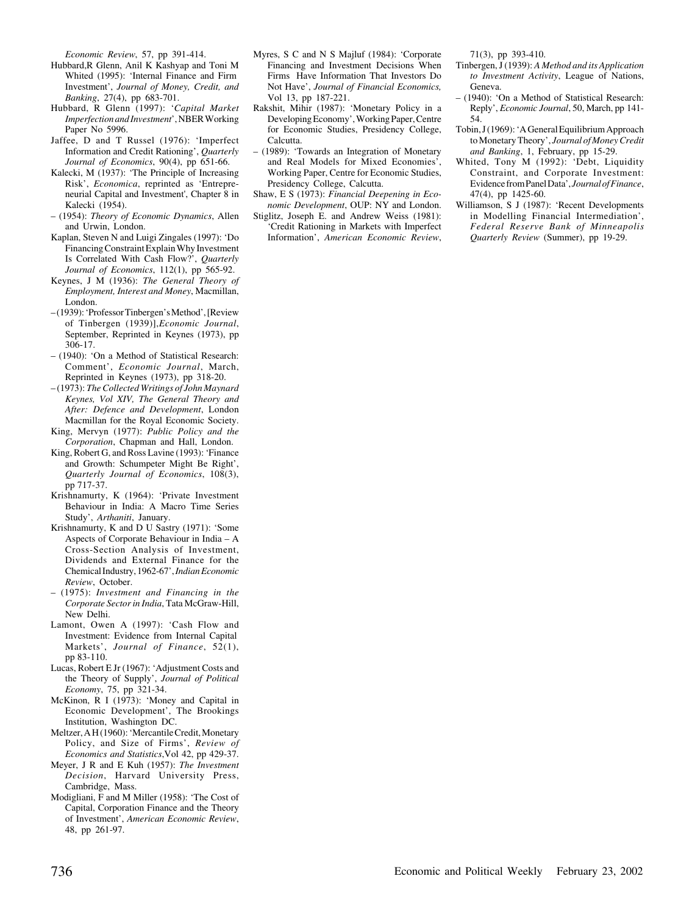*Economic Review*, 57, pp 391-414.

Hubbard,R Glenn, Anil K Kashyap and Toni M Whited (1995): 'Internal Finance and Firm Investment', *Journal of Money, Credit, and Banking*, 27(4), pp 683-701.

Hubbard, R Glenn (1997): '*Capital Market Imperfection and Investment*', NBER Working Paper No 5996.

Jaffee, D and T Russel (1976): 'Imperfect Information and Credit Rationing', *Quarterly Journal of Economics*, 90(4), pp 651-66.

Kalecki, M (1937): 'The Principle of Increasing Risk', *Economica*, reprinted as 'Entrepreneurial Capital and Investment', Chapter 8 in Kalecki (1954).

– (1954): *Theory of Economic Dynamics*, Allen and Urwin, London.

Kaplan, Steven N and Luigi Zingales (1997): 'Do Financing Constraint Explain Why Investment Is Correlated With Cash Flow?', *Quarterly Journal of Economics*, 112(1), pp 565-92.

Keynes, J M (1936): *The General Theory of Employment, Interest and Money*, Macmillan, London.

– (1939): 'Professor Tinbergen's Method', [Review of Tinbergen (1939)], *Economic Journal*, September, Reprinted in Keynes (1973), pp 306-17.

– (1940): 'On a Method of Statistical Research: Comment', *Economic Journal*, March, Reprinted in Keynes (1973), pp 318-20.

– (1973): *The Collected Writings of John Maynard Keynes, Vol XIV, The General Theory and After: Defence and Development*, London Macmillan for the Royal Economic Society.

King, Mervyn (1977): *Public Policy and the Corporation*, Chapman and Hall, London.

King, Robert G, and Ross Lavine (1993): 'Finance and Growth: Schumpeter Might Be Right', *Quarterly Journal of Economics*, 108(3), pp 717-37.

Krishnamurty, K (1964): 'Private Investment Behaviour in India: A Macro Time Series Study', *Arthaniti*, January.

Krishnamurty, K and D U Sastry (1971): 'Some Aspects of Corporate Behaviour in India – A Cross-Section Analysis of Investment, Dividends and External Finance for the Chemical Industry, 1962-67', *Indian Economic Review*, October.

– (1975): *Investment and Financing in the Corporate Sector in India*, Tata McGraw-Hill, New Delhi.

Lamont, Owen A (1997): 'Cash Flow and Investment: Evidence from Internal Capital Markets', *Journal of Finance*, 52(1), pp 83-110.

Lucas, Robert E Jr (1967): 'Adjustment Costs and the Theory of Supply', *Journal of Political Economy*, 75, pp 321-34.

McKinon, R I (1973): 'Money and Capital in Economic Development', The Brookings Institution, Washington DC.

Meltzer, A H (1960): 'Mercantile Credit, Monetary Policy, and Size of Firms', *Review of Economics and Statistics*,Vol 42, pp 429-37.

Meyer, J R and E Kuh (1957): *The Investment Decision*, Harvard University Press, Cambridge, Mass.

Modigliani, F and M Miller (1958): 'The Cost of Capital, Corporation Finance and the Theory of Investment', *American Economic Review*, 48, pp 261-97.

Myres, S C and N S Majluf (1984): 'Corporate Financing and Investment Decisions When Firms Have Information That Investors Do Not Have', *Journal of Financial Economics,* Vol 13, pp 187-221.

Rakshit, Mihir (1987): 'Monetary Policy in a Developing Economy', Working Paper, Centre for Economic Studies, Presidency College, Calcutta.

– (1989): 'Towards an Integration of Monetary and Real Models for Mixed Economies', Working Paper, Centre for Economic Studies, Presidency College, Calcutta.

Shaw, E S (1973): *Financial Deepening in Economic Development*, OUP: NY and London.

Stiglitz, Joseph E. and Andrew Weiss (1981): 'Credit Rationing in Markets with Imperfect Information', *American Economic Review*, 71(3), pp 393-410.

Tinbergen, J (1939): *A Method and its Application to Investment Activity*, League of Nations, Geneva.

– (1940): 'On a Method of Statistical Research: Reply', *Economic Journal*, 50, March, pp 141-54.

Tobin, J (1969): 'A General Equilibrium Approach to Monetary Theory', *Journal of Money Credit and Banking*, 1, February, pp 15-29.

Whited, Tony M (1992): 'Debt, Liquidity Constraint, and Corporate Investment: Evidence from Panel Data', *Journal of Finance*, 47(4), pp 1425-60.

Williamson, S J (1987): 'Recent Developments in Modelling Financial Intermediation', *Federal Reserve Bank of Minneapolis Quarterly Review* (Summer), pp 19-29.